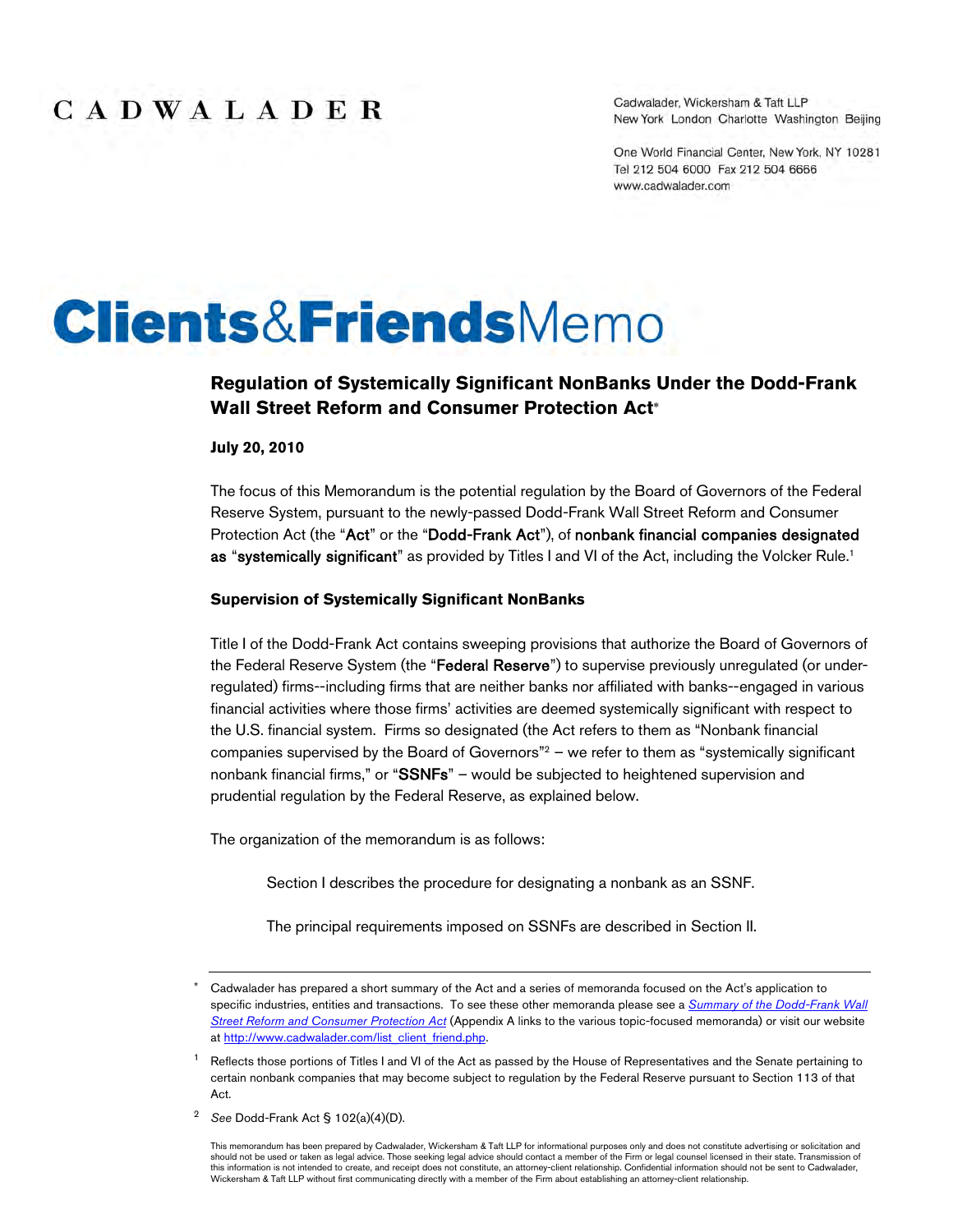CADWALADER

Cadwalader, Wickersham & Taft LLP
New York London Charlotte Washington Beijing

One World Financial Center, New York, NY 10281
Tel 212 504 6000 Fax 212 504 6666
www.cadwalader.com

# Clients&FriendsMemo

## Regulation of Systemically Significant NonBanks Under the Dodd-Frank Wall Street Reform and Consumer Protection Act*

**July 20, 2010**

The focus of this Memorandum is the potential regulation by the Board of Governors of the Federal Reserve System, pursuant to the newly-passed Dodd-Frank Wall Street Reform and Consumer Protection Act (the "**Act**" or the "**Dodd-Frank Act**"), of **nonbank financial companies designated as** "**systemically significant**" as provided by Titles I and VI of the Act, including the Volcker Rule.[1]

### Supervision of Systemically Significant NonBanks

Title I of the Dodd-Frank Act contains sweeping provisions that authorize the Board of Governors of the Federal Reserve System (the "**Federal Reserve**") to supervise previously unregulated (or under-regulated) firms--including firms that are neither banks nor affiliated with banks--engaged in various financial activities where those firms' activities are deemed systemically significant with respect to the U.S. financial system. Firms so designated (the Act refers to them as "Nonbank financial companies supervised by the Board of Governors"[2] – we refer to them as "systemically significant nonbank financial firms," or "**SSNFs**" – would be subjected to heightened supervision and prudential regulation by the Federal Reserve, as explained below.

The organization of the memorandum is as follows:

> Section I describes the procedure for designating a nonbank as an SSNF.
>
> The principal requirements imposed on SSNFs are described in Section II.

---

\* Cadwalader has prepared a short summary of the Act and a series of memoranda focused on the Act's application to specific industries, entities and transactions. To see these other memoranda please see a *Summary of the Dodd-Frank Wall Street Reform and Consumer Protection Act* (Appendix A links to the various topic-focused memoranda) or visit our website at http://www.cadwalader.com/list_client_friend.php.

[1] Reflects those portions of Titles I and VI of the Act as passed by the House of Representatives and the Senate pertaining to certain nonbank companies that may become subject to regulation by the Federal Reserve pursuant to Section 113 of that Act.

[2] *See* Dodd-Frank Act § 102(a)(4)(D).

This memorandum has been prepared by Cadwalader, Wickersham & Taft LLP for informational purposes only and does not constitute advertising or solicitation and should not be used or taken as legal advice. Those seeking legal advice should contact a member of the Firm or legal counsel licensed in their state. Transmission of this information is not intended to create, and receipt does not constitute, an attorney-client relationship. Confidential information should not be sent to Cadwalader, Wickersham & Taft LLP without first communicating directly with a member of the Firm about establishing an attorney-client relationship.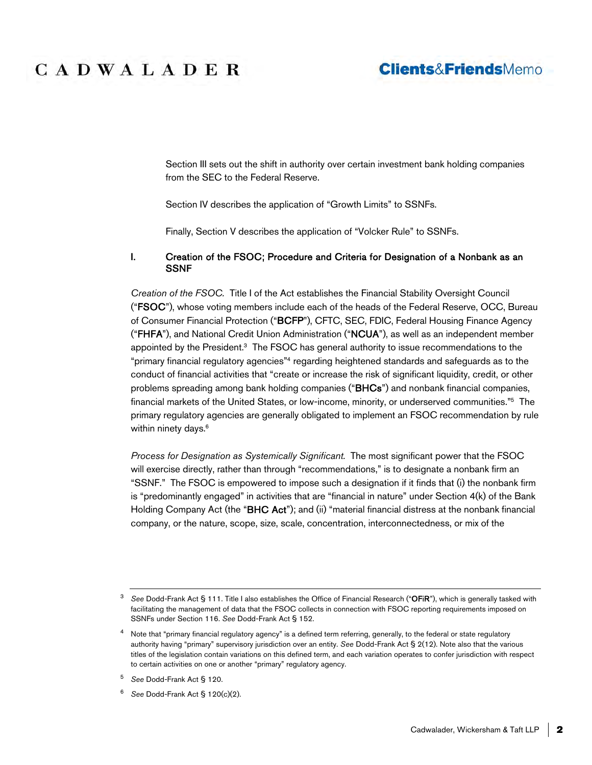Section III sets out the shift in authority over certain investment bank holding companies from the SEC to the Federal Reserve.

Section IV describes the application of "Growth Limits" to SSNFs.

Finally, Section V describes the application of "Volcker Rule" to SSNFs.

## I. Creation of the FSOC; Procedure and Criteria for Designation of a Nonbank as an SSNF

*Creation of the FSOC.* Title I of the Act establishes the Financial Stability Oversight Council ("**FSOC**"), whose voting members include each of the heads of the Federal Reserve, OCC, Bureau of Consumer Financial Protection ("**BCFP**"), CFTC, SEC, FDIC, Federal Housing Finance Agency ("**FHFA**"), and National Credit Union Administration ("**NCUA**"), as well as an independent member appointed by the President.[3] The FSOC has general authority to issue recommendations to the "primary financial regulatory agencies"[4] regarding heightened standards and safeguards as to the conduct of financial activities that "create or increase the risk of significant liquidity, credit, or other problems spreading among bank holding companies ("**BHCs**") and nonbank financial companies, financial markets of the United States, or low-income, minority, or underserved communities."[5] The primary regulatory agencies are generally obligated to implement an FSOC recommendation by rule within ninety days.[6]

*Process for Designation as Systemically Significant.* The most significant power that the FSOC will exercise directly, rather than through "recommendations," is to designate a nonbank firm an "SSNF." The FSOC is empowered to impose such a designation if it finds that (i) the nonbank firm is "predominantly engaged" in activities that are "financial in nature" under Section 4(k) of the Bank Holding Company Act (the "**BHC Act**"); and (ii) "material financial distress at the nonbank financial company, or the nature, scope, size, scale, concentration, interconnectedness, or mix of the

---

[3] *See* Dodd-Frank Act § 111. Title I also establishes the Office of Financial Research ("**OFiR**"), which is generally tasked with facilitating the management of data that the FSOC collects in connection with FSOC reporting requirements imposed on SSNFs under Section 116. *See* Dodd-Frank Act § 152.

[4] Note that "primary financial regulatory agency" is a defined term referring, generally, to the federal or state regulatory authority having "primary" supervisory jurisdiction over an entity. *See* Dodd-Frank Act § 2(12). Note also that the various titles of the legislation contain variations on this defined term, and each variation operates to confer jurisdiction with respect to certain activities on one or another "primary" regulatory agency.

[5] *See* Dodd-Frank Act § 120.

[6] *See* Dodd-Frank Act § 120(c)(2).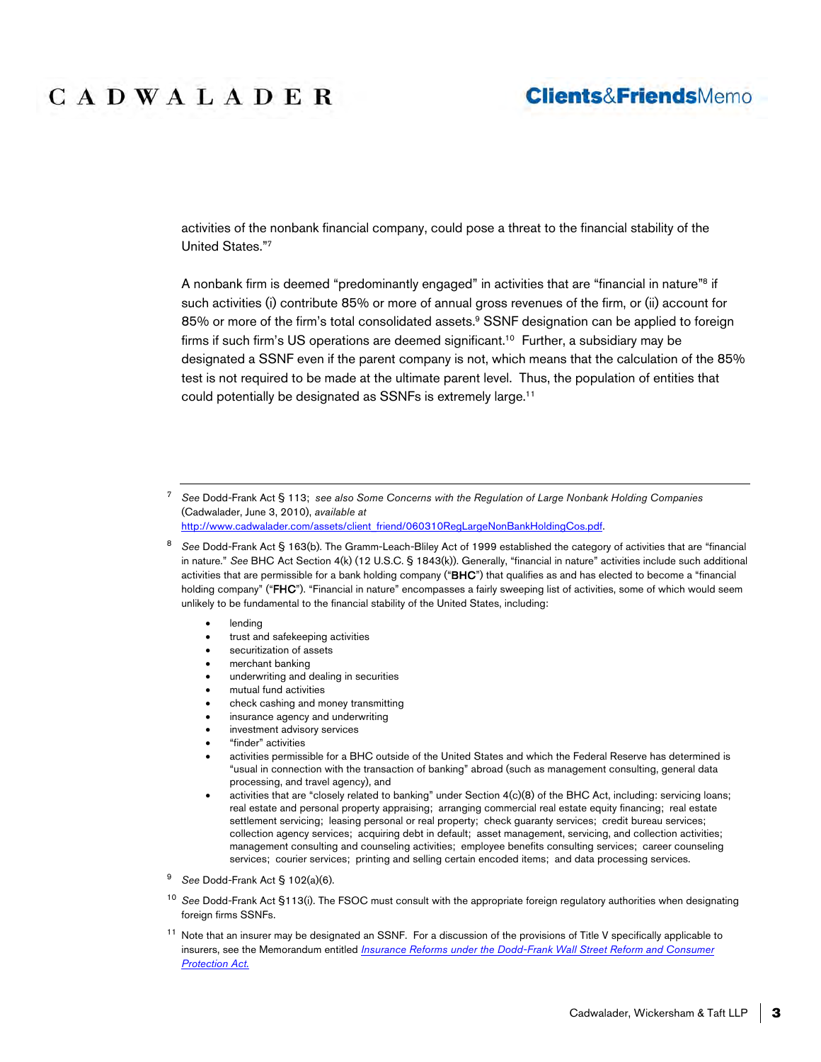activities of the nonbank financial company, could pose a threat to the financial stability of the United States."[7]

A nonbank firm is deemed "predominantly engaged" in activities that are "financial in nature"[8] if such activities (i) contribute 85% or more of annual gross revenues of the firm, or (ii) account for 85% or more of the firm's total consolidated assets.[9] SSNF designation can be applied to foreign firms if such firm's US operations are deemed significant.[10] Further, a subsidiary may be designated a SSNF even if the parent company is not, which means that the calculation of the 85% test is not required to be made at the ultimate parent level. Thus, the population of entities that could potentially be designated as SSNFs is extremely large.[11]

---

[7] *See* Dodd-Frank Act § 113; *see also Some Concerns with the Regulation of Large Nonbank Holding Companies* (Cadwalader, June 3, 2010), *available at* http://www.cadwalader.com/assets/client_friend/060310RegLargeNonBankHoldingCos.pdf.

[8] *See* Dodd-Frank Act § 163(b). The Gramm-Leach-Bliley Act of 1999 established the category of activities that are "financial in nature." *See* BHC Act Section 4(k) (12 U.S.C. § 1843(k)). Generally, "financial in nature" activities include such additional activities that are permissible for a bank holding company ("**BHC**") that qualifies as and has elected to become a "financial holding company" ("**FHC**"). "Financial in nature" encompasses a fairly sweeping list of activities, some of which would seem unlikely to be fundamental to the financial stability of the United States, including:

- lending
- trust and safekeeping activities
- securitization of assets
- merchant banking
- underwriting and dealing in securities
- mutual fund activities
- check cashing and money transmitting
- insurance agency and underwriting
- investment advisory services
- "finder" activities
- activities permissible for a BHC outside of the United States and which the Federal Reserve has determined is "usual in connection with the transaction of banking" abroad (such as management consulting, general data processing, and travel agency), and
- activities that are "closely related to banking" under Section 4(c)(8) of the BHC Act, including: servicing loans; real estate and personal property appraising; arranging commercial real estate equity financing; real estate settlement servicing; leasing personal or real property; check guaranty services; credit bureau services; collection agency services; acquiring debt in default; asset management, servicing, and collection activities; management consulting and counseling activities; employee benefits consulting services; career counseling services; courier services; printing and selling certain encoded items; and data processing services.

[9] *See* Dodd-Frank Act § 102(a)(6).

[10] *See* Dodd-Frank Act §113(i). The FSOC must consult with the appropriate foreign regulatory authorities when designating foreign firms SSNFs.

[11] Note that an insurer may be designated an SSNF. For a discussion of the provisions of Title V specifically applicable to insurers, see the Memorandum entitled *Insurance Reforms under the Dodd-Frank Wall Street Reform and Consumer Protection Act.*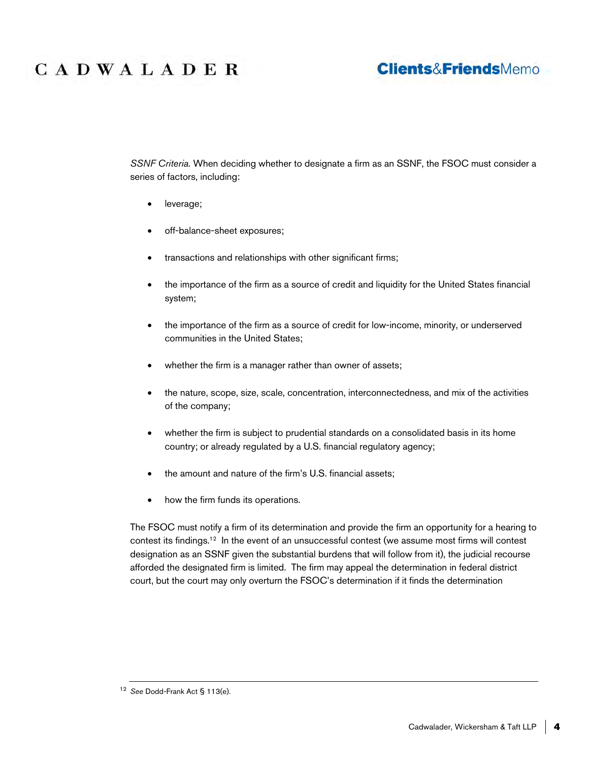*SSNF Criteria.* When deciding whether to designate a firm as an SSNF, the FSOC must consider a series of factors, including:

- leverage;
- off-balance-sheet exposures;
- transactions and relationships with other significant firms;
- the importance of the firm as a source of credit and liquidity for the United States financial system;
- the importance of the firm as a source of credit for low-income, minority, or underserved communities in the United States;
- whether the firm is a manager rather than owner of assets;
- the nature, scope, size, scale, concentration, interconnectedness, and mix of the activities of the company;
- whether the firm is subject to prudential standards on a consolidated basis in its home country; or already regulated by a U.S. financial regulatory agency;
- the amount and nature of the firm's U.S. financial assets;
- how the firm funds its operations.

The FSOC must notify a firm of its determination and provide the firm an opportunity for a hearing to contest its findings.[12] In the event of an unsuccessful contest (we assume most firms will contest designation as an SSNF given the substantial burdens that will follow from it), the judicial recourse afforded the designated firm is limited. The firm may appeal the determination in federal district court, but the court may only overturn the FSOC's determination if it finds the determination

[12] *See* Dodd-Frank Act § 113(e).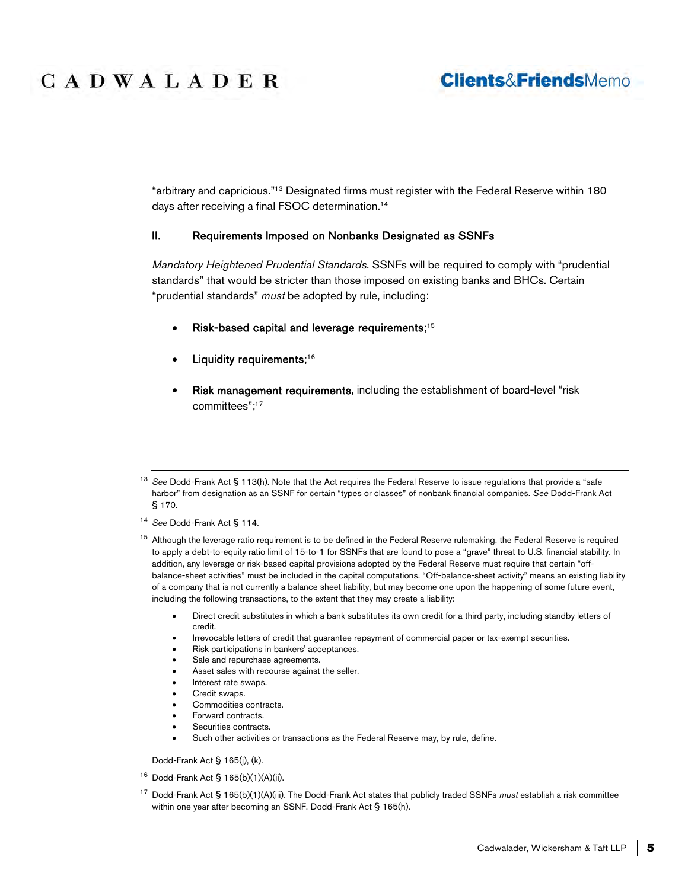"arbitrary and capricious."[13] Designated firms must register with the Federal Reserve within 180 days after receiving a final FSOC determination.[14]

## II. Requirements Imposed on Nonbanks Designated as SSNFs

*Mandatory Heightened Prudential Standards.* SSNFs will be required to comply with "prudential standards" that would be stricter than those imposed on existing banks and BHCs. Certain "prudential standards" *must* be adopted by rule, including:

- **Risk-based capital and leverage requirements**;[15]
- **Liquidity requirements**;[16]
- **Risk management requirements**, including the establishment of board-level "risk committees";[17]

---

[13] *See* Dodd-Frank Act § 113(h). Note that the Act requires the Federal Reserve to issue regulations that provide a "safe harbor" from designation as an SSNF for certain "types or classes" of nonbank financial companies. *See* Dodd-Frank Act § 170.

[14] *See* Dodd-Frank Act § 114.

[15] Although the leverage ratio requirement is to be defined in the Federal Reserve rulemaking, the Federal Reserve is required to apply a debt-to-equity ratio limit of 15-to-1 for SSNFs that are found to pose a "grave" threat to U.S. financial stability. In addition, any leverage or risk-based capital provisions adopted by the Federal Reserve must require that certain "off-balance-sheet activities" must be included in the capital computations. "Off-balance-sheet activity" means an existing liability of a company that is not currently a balance sheet liability, but may become one upon the happening of some future event, including the following transactions, to the extent that they may create a liability:

- Direct credit substitutes in which a bank substitutes its own credit for a third party, including standby letters of credit.
- Irrevocable letters of credit that guarantee repayment of commercial paper or tax-exempt securities.
- Risk participations in bankers' acceptances.
- Sale and repurchase agreements.
- Asset sales with recourse against the seller.
- Interest rate swaps.
- Credit swaps.
- Commodities contracts.
- Forward contracts.
- Securities contracts.
- Such other activities or transactions as the Federal Reserve may, by rule, define.

Dodd-Frank Act § 165(j), (k).

[16] Dodd-Frank Act § 165(b)(1)(A)(ii).

[17] Dodd-Frank Act § 165(b)(1)(A)(iii). The Dodd-Frank Act states that publicly traded SSNFs *must* establish a risk committee within one year after becoming an SSNF. Dodd-Frank Act § 165(h).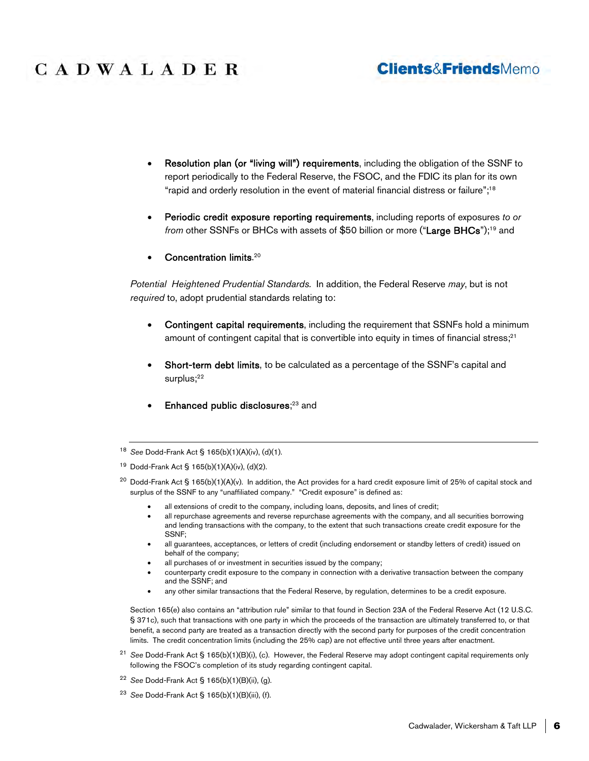- **Resolution plan (or "living will") requirements**, including the obligation of the SSNF to report periodically to the Federal Reserve, the FSOC, and the FDIC its plan for its own "rapid and orderly resolution in the event of material financial distress or failure";[18]

- **Periodic credit exposure reporting requirements**, including reports of exposures *to or from* other SSNFs or BHCs with assets of $50 billion or more ("**Large BHCs**");[19] and

- **Concentration limits**.[20]

*Potential Heightened Prudential Standards.* In addition, the Federal Reserve *may*, but is not *required* to, adopt prudential standards relating to:

- **Contingent capital requirements**, including the requirement that SSNFs hold a minimum amount of contingent capital that is convertible into equity in times of financial stress;[21]

- **Short-term debt limits**, to be calculated as a percentage of the SSNF's capital and surplus;[22]

- **Enhanced public disclosures**;[23] and

---

[18] *See* Dodd-Frank Act § 165(b)(1)(A)(iv), (d)(1).

[19] Dodd-Frank Act § 165(b)(1)(A)(iv), (d)(2).

[20] Dodd-Frank Act § 165(b)(1)(A)(v). In addition, the Act provides for a hard credit exposure limit of 25% of capital stock and surplus of the SSNF to any "unaffiliated company." "Credit exposure" is defined as:

- all extensions of credit to the company, including loans, deposits, and lines of credit;
- all repurchase agreements and reverse repurchase agreements with the company, and all securities borrowing and lending transactions with the company, to the extent that such transactions create credit exposure for the SSNF;
- all guarantees, acceptances, or letters of credit (including endorsement or standby letters of credit) issued on behalf of the company;
- all purchases of or investment in securities issued by the company;
- counterparty credit exposure to the company in connection with a derivative transaction between the company and the SSNF; and
- any other similar transactions that the Federal Reserve, by regulation, determines to be a credit exposure.

Section 165(e) also contains an "attribution rule" similar to that found in Section 23A of the Federal Reserve Act (12 U.S.C. § 371c), such that transactions with one party in which the proceeds of the transaction are ultimately transferred to, or that benefit, a second party are treated as a transaction directly with the second party for purposes of the credit concentration limits. The credit concentration limits (including the 25% cap) are not effective until three years after enactment.

[21] *See* Dodd-Frank Act § 165(b)(1)(B)(i), (c). However, the Federal Reserve may adopt contingent capital requirements only following the FSOC's completion of its study regarding contingent capital.

[22] *See* Dodd-Frank Act § 165(b)(1)(B)(ii), (g).

[23] *See* Dodd-Frank Act § 165(b)(1)(B)(iii), (f).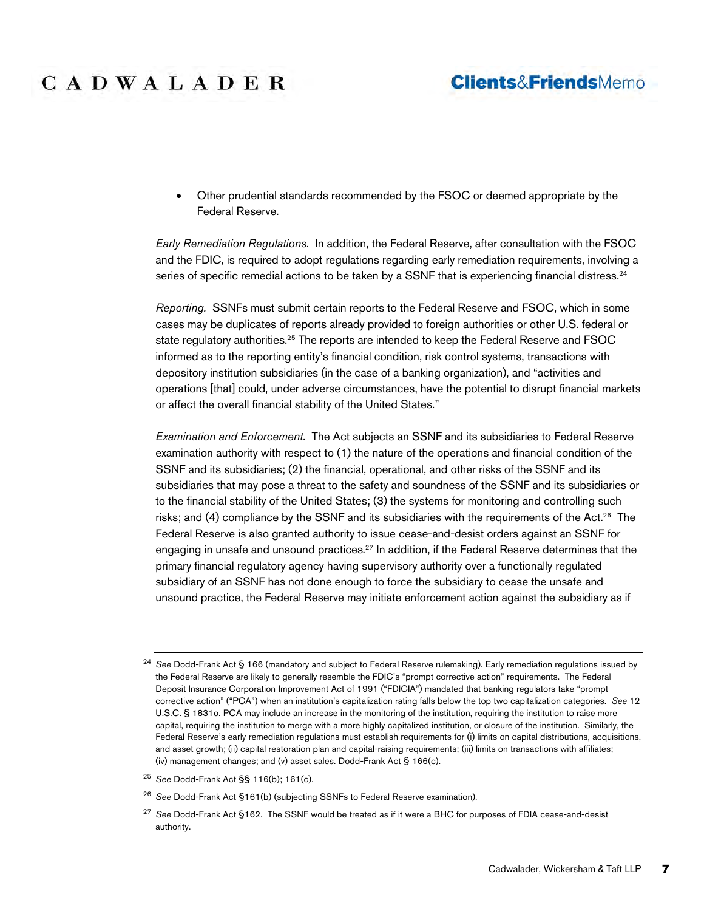- Other prudential standards recommended by the FSOC or deemed appropriate by the Federal Reserve.

*Early Remediation Regulations.* In addition, the Federal Reserve, after consultation with the FSOC and the FDIC, is required to adopt regulations regarding early remediation requirements, involving a series of specific remedial actions to be taken by a SSNF that is experiencing financial distress.[24]

*Reporting.* SSNFs must submit certain reports to the Federal Reserve and FSOC, which in some cases may be duplicates of reports already provided to foreign authorities or other U.S. federal or state regulatory authorities.[25] The reports are intended to keep the Federal Reserve and FSOC informed as to the reporting entity's financial condition, risk control systems, transactions with depository institution subsidiaries (in the case of a banking organization), and "activities and operations [that] could, under adverse circumstances, have the potential to disrupt financial markets or affect the overall financial stability of the United States."

*Examination and Enforcement.* The Act subjects an SSNF and its subsidiaries to Federal Reserve examination authority with respect to (1) the nature of the operations and financial condition of the SSNF and its subsidiaries; (2) the financial, operational, and other risks of the SSNF and its subsidiaries that may pose a threat to the safety and soundness of the SSNF and its subsidiaries or to the financial stability of the United States; (3) the systems for monitoring and controlling such risks; and (4) compliance by the SSNF and its subsidiaries with the requirements of the Act.[26] The Federal Reserve is also granted authority to issue cease-and-desist orders against an SSNF for engaging in unsafe and unsound practices.[27] In addition, if the Federal Reserve determines that the primary financial regulatory agency having supervisory authority over a functionally regulated subsidiary of an SSNF has not done enough to force the subsidiary to cease the unsafe and unsound practice, the Federal Reserve may initiate enforcement action against the subsidiary as if

---

[24] *See* Dodd-Frank Act § 166 (mandatory and subject to Federal Reserve rulemaking). Early remediation regulations issued by the Federal Reserve are likely to generally resemble the FDIC's "prompt corrective action" requirements. The Federal Deposit Insurance Corporation Improvement Act of 1991 ("FDICIA") mandated that banking regulators take "prompt corrective action" ("PCA") when an institution's capitalization rating falls below the top two capitalization categories. *See* 12 U.S.C. § 1831o. PCA may include an increase in the monitoring of the institution, requiring the institution to raise more capital, requiring the institution to merge with a more highly capitalized institution, or closure of the institution. Similarly, the Federal Reserve's early remediation regulations must establish requirements for (i) limits on capital distributions, acquisitions, and asset growth; (ii) capital restoration plan and capital-raising requirements; (iii) limits on transactions with affiliates; (iv) management changes; and (v) asset sales. Dodd-Frank Act § 166(c).

[25] *See* Dodd-Frank Act §§ 116(b); 161(c).

[26] *See* Dodd-Frank Act §161(b) (subjecting SSNFs to Federal Reserve examination).

[27] *See* Dodd-Frank Act §162. The SSNF would be treated as if it were a BHC for purposes of FDIA cease-and-desist authority.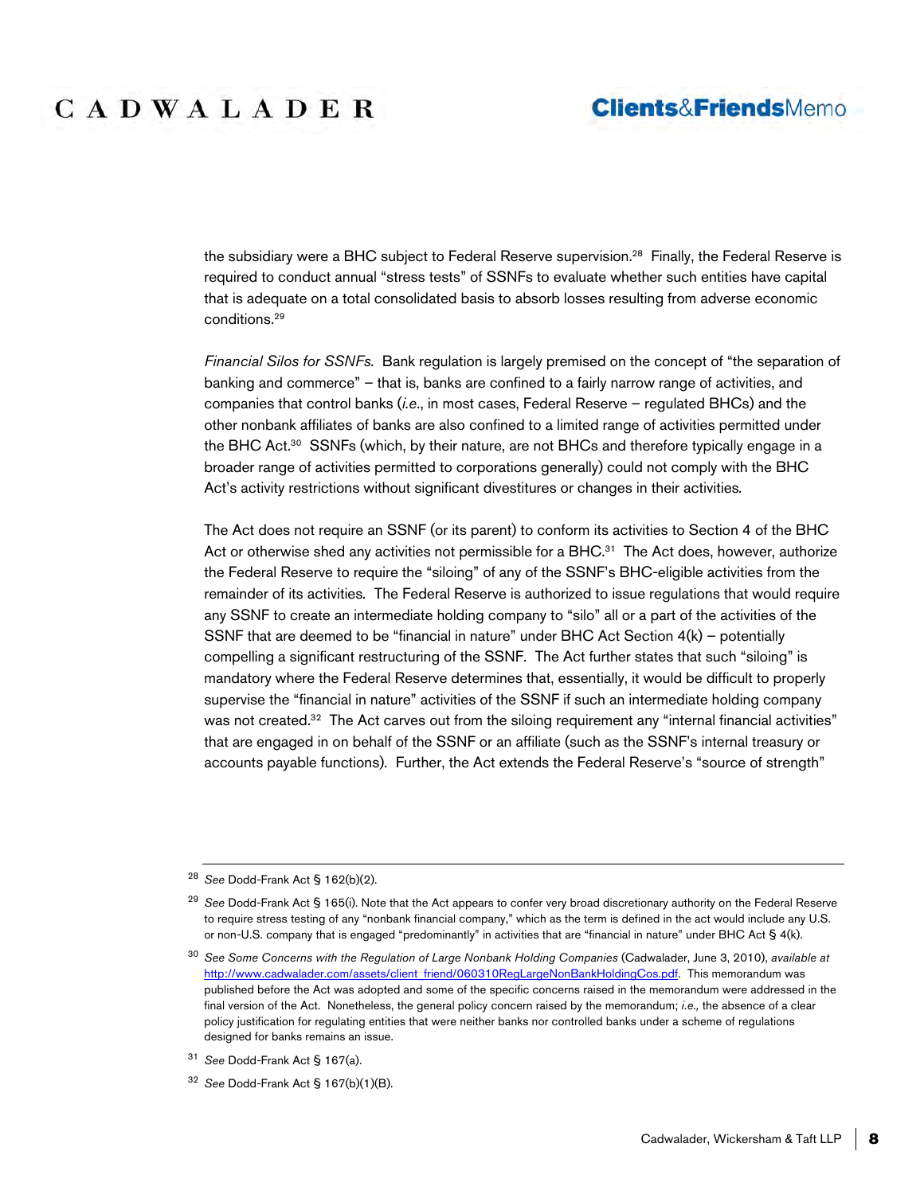the subsidiary were a BHC subject to Federal Reserve supervision.[28] Finally, the Federal Reserve is required to conduct annual "stress tests" of SSNFs to evaluate whether such entities have capital that is adequate on a total consolidated basis to absorb losses resulting from adverse economic conditions.[29]

*Financial Silos for SSNFs.* Bank regulation is largely premised on the concept of "the separation of banking and commerce" – that is, banks are confined to a fairly narrow range of activities, and companies that control banks (*i.e.*, in most cases, Federal Reserve – regulated BHCs) and the other nonbank affiliates of banks are also confined to a limited range of activities permitted under the BHC Act.[30] SSNFs (which, by their nature, are not BHCs and therefore typically engage in a broader range of activities permitted to corporations generally) could not comply with the BHC Act's activity restrictions without significant divestitures or changes in their activities.

The Act does not require an SSNF (or its parent) to conform its activities to Section 4 of the BHC Act or otherwise shed any activities not permissible for a BHC.[31] The Act does, however, authorize the Federal Reserve to require the "siloing" of any of the SSNF's BHC-eligible activities from the remainder of its activities. The Federal Reserve is authorized to issue regulations that would require any SSNF to create an intermediate holding company to "silo" all or a part of the activities of the SSNF that are deemed to be "financial in nature" under BHC Act Section 4(k) – potentially compelling a significant restructuring of the SSNF. The Act further states that such "siloing" is mandatory where the Federal Reserve determines that, essentially, it would be difficult to properly supervise the "financial in nature" activities of the SSNF if such an intermediate holding company was not created.[32] The Act carves out from the siloing requirement any "internal financial activities" that are engaged in on behalf of the SSNF or an affiliate (such as the SSNF's internal treasury or accounts payable functions). Further, the Act extends the Federal Reserve's "source of strength"

---

[28] *See* Dodd-Frank Act § 162(b)(2).

[29] *See* Dodd-Frank Act § 165(i). Note that the Act appears to confer very broad discretionary authority on the Federal Reserve to require stress testing of any "nonbank financial company," which as the term is defined in the act would include any U.S. or non-U.S. company that is engaged "predominantly" in activities that are "financial in nature" under BHC Act § 4(k).

[30] *See Some Concerns with the Regulation of Large Nonbank Holding Companies* (Cadwalader, June 3, 2010), *available at* http://www.cadwalader.com/assets/client_friend/060310RegLargeNonBankHoldingCos.pdf. This memorandum was published before the Act was adopted and some of the specific concerns raised in the memorandum were addressed in the final version of the Act. Nonetheless, the general policy concern raised by the memorandum; *i.e.,* the absence of a clear policy justification for regulating entities that were neither banks nor controlled banks under a scheme of regulations designed for banks remains an issue.

[31] *See* Dodd-Frank Act § 167(a).

[32] *See* Dodd-Frank Act § 167(b)(1)(B).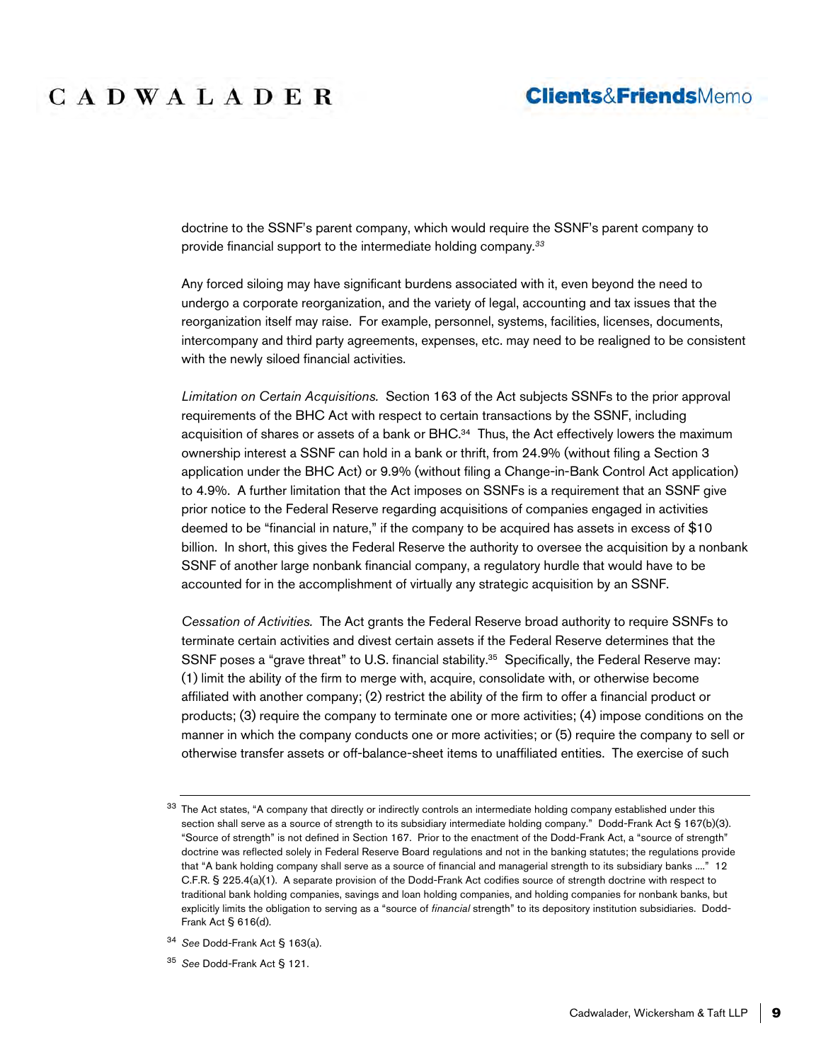doctrine to the SSNF's parent company, which would require the SSNF's parent company to provide financial support to the intermediate holding company.[33]

Any forced siloing may have significant burdens associated with it, even beyond the need to undergo a corporate reorganization, and the variety of legal, accounting and tax issues that the reorganization itself may raise. For example, personnel, systems, facilities, licenses, documents, intercompany and third party agreements, expenses, etc. may need to be realigned to be consistent with the newly siloed financial activities.

*Limitation on Certain Acquisitions.* Section 163 of the Act subjects SSNFs to the prior approval requirements of the BHC Act with respect to certain transactions by the SSNF, including acquisition of shares or assets of a bank or BHC.[34] Thus, the Act effectively lowers the maximum ownership interest a SSNF can hold in a bank or thrift, from 24.9% (without filing a Section 3 application under the BHC Act) or 9.9% (without filing a Change-in-Bank Control Act application) to 4.9%. A further limitation that the Act imposes on SSNFs is a requirement that an SSNF give prior notice to the Federal Reserve regarding acquisitions of companies engaged in activities deemed to be "financial in nature," if the company to be acquired has assets in excess of $10 billion. In short, this gives the Federal Reserve the authority to oversee the acquisition by a nonbank SSNF of another large nonbank financial company, a regulatory hurdle that would have to be accounted for in the accomplishment of virtually any strategic acquisition by an SSNF.

*Cessation of Activities.* The Act grants the Federal Reserve broad authority to require SSNFs to terminate certain activities and divest certain assets if the Federal Reserve determines that the SSNF poses a "grave threat" to U.S. financial stability.[35] Specifically, the Federal Reserve may: (1) limit the ability of the firm to merge with, acquire, consolidate with, or otherwise become affiliated with another company; (2) restrict the ability of the firm to offer a financial product or products; (3) require the company to terminate one or more activities; (4) impose conditions on the manner in which the company conducts one or more activities; or (5) require the company to sell or otherwise transfer assets or off-balance-sheet items to unaffiliated entities. The exercise of such

---

[33] The Act states, "A company that directly or indirectly controls an intermediate holding company established under this section shall serve as a source of strength to its subsidiary intermediate holding company." Dodd-Frank Act § 167(b)(3). "Source of strength" is not defined in Section 167. Prior to the enactment of the Dodd-Frank Act, a "source of strength" doctrine was reflected solely in Federal Reserve Board regulations and not in the banking statutes; the regulations provide that "A bank holding company shall serve as a source of financial and managerial strength to its subsidiary banks ...." 12 C.F.R. § 225.4(a)(1). A separate provision of the Dodd-Frank Act codifies source of strength doctrine with respect to traditional bank holding companies, savings and loan holding companies, and holding companies for nonbank banks, but explicitly limits the obligation to serving as a "source of *financial* strength" to its depository institution subsidiaries. Dodd-Frank Act § 616(d).

[34] *See* Dodd-Frank Act § 163(a).

[35] *See* Dodd-Frank Act § 121.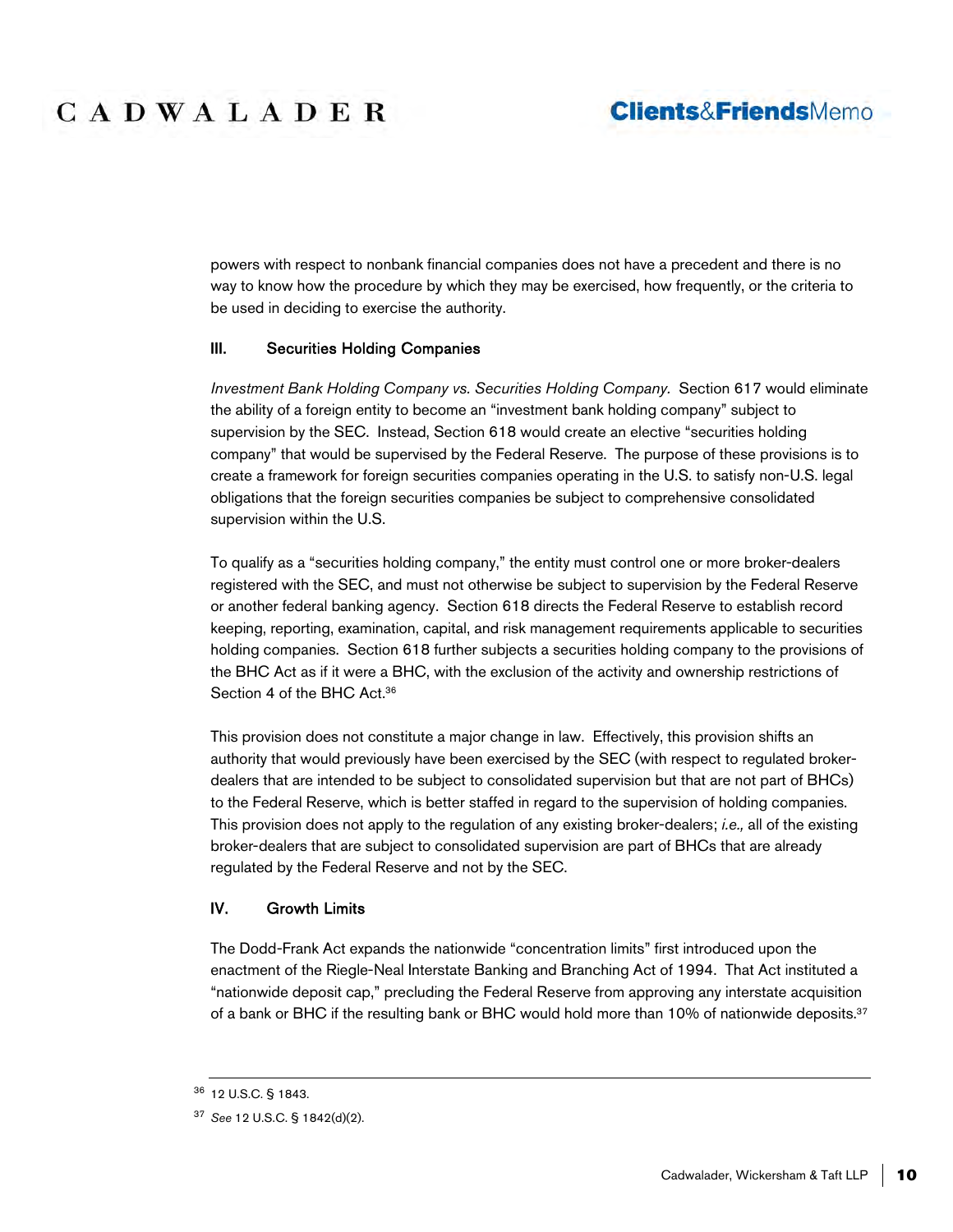powers with respect to nonbank financial companies does not have a precedent and there is no way to know how the procedure by which they may be exercised, how frequently, or the criteria to be used in deciding to exercise the authority.

## III. Securities Holding Companies

*Investment Bank Holding Company vs. Securities Holding Company.* Section 617 would eliminate the ability of a foreign entity to become an "investment bank holding company" subject to supervision by the SEC. Instead, Section 618 would create an elective "securities holding company" that would be supervised by the Federal Reserve. The purpose of these provisions is to create a framework for foreign securities companies operating in the U.S. to satisfy non-U.S. legal obligations that the foreign securities companies be subject to comprehensive consolidated supervision within the U.S.

To qualify as a "securities holding company," the entity must control one or more broker-dealers registered with the SEC, and must not otherwise be subject to supervision by the Federal Reserve or another federal banking agency. Section 618 directs the Federal Reserve to establish record keeping, reporting, examination, capital, and risk management requirements applicable to securities holding companies. Section 618 further subjects a securities holding company to the provisions of the BHC Act as if it were a BHC, with the exclusion of the activity and ownership restrictions of Section 4 of the BHC Act.[36]

This provision does not constitute a major change in law. Effectively, this provision shifts an authority that would previously have been exercised by the SEC (with respect to regulated broker-dealers that are intended to be subject to consolidated supervision but that are not part of BHCs) to the Federal Reserve, which is better staffed in regard to the supervision of holding companies. This provision does not apply to the regulation of any existing broker-dealers; *i.e.,* all of the existing broker-dealers that are subject to consolidated supervision are part of BHCs that are already regulated by the Federal Reserve and not by the SEC.

## IV. Growth Limits

The Dodd-Frank Act expands the nationwide "concentration limits" first introduced upon the enactment of the Riegle-Neal Interstate Banking and Branching Act of 1994. That Act instituted a "nationwide deposit cap," precluding the Federal Reserve from approving any interstate acquisition of a bank or BHC if the resulting bank or BHC would hold more than 10% of nationwide deposits.[37]

---

[36] 12 U.S.C. § 1843.

[37] *See* 12 U.S.C. § 1842(d)(2).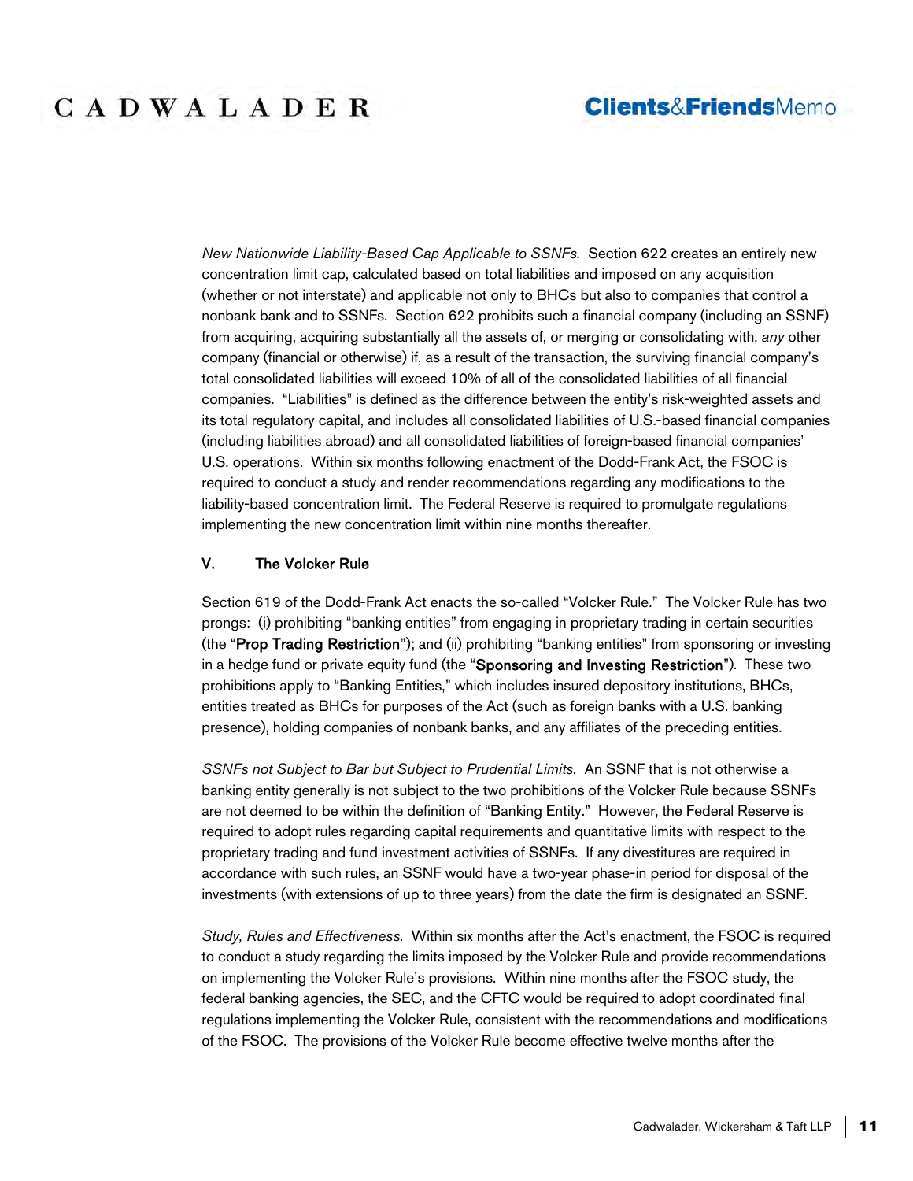*New Nationwide Liability-Based Cap Applicable to SSNFs.* Section 622 creates an entirely new concentration limit cap, calculated based on total liabilities and imposed on any acquisition (whether or not interstate) and applicable not only to BHCs but also to companies that control a nonbank bank and to SSNFs. Section 622 prohibits such a financial company (including an SSNF) from acquiring, acquiring substantially all the assets of, or merging or consolidating with, *any* other company (financial or otherwise) if, as a result of the transaction, the surviving financial company's total consolidated liabilities will exceed 10% of all of the consolidated liabilities of all financial companies. "Liabilities" is defined as the difference between the entity's risk-weighted assets and its total regulatory capital, and includes all consolidated liabilities of U.S.-based financial companies (including liabilities abroad) and all consolidated liabilities of foreign-based financial companies' U.S. operations. Within six months following enactment of the Dodd-Frank Act, the FSOC is required to conduct a study and render recommendations regarding any modifications to the liability-based concentration limit. The Federal Reserve is required to promulgate regulations implementing the new concentration limit within nine months thereafter.

## V. The Volcker Rule

Section 619 of the Dodd-Frank Act enacts the so-called "Volcker Rule." The Volcker Rule has two prongs: (i) prohibiting "banking entities" from engaging in proprietary trading in certain securities (the "**Prop Trading Restriction**"); and (ii) prohibiting "banking entities" from sponsoring or investing in a hedge fund or private equity fund (the "**Sponsoring and Investing Restriction**"). These two prohibitions apply to "Banking Entities," which includes insured depository institutions, BHCs, entities treated as BHCs for purposes of the Act (such as foreign banks with a U.S. banking presence), holding companies of nonbank banks, and any affiliates of the preceding entities.

*SSNFs not Subject to Bar but Subject to Prudential Limits.* An SSNF that is not otherwise a banking entity generally is not subject to the two prohibitions of the Volcker Rule because SSNFs are not deemed to be within the definition of "Banking Entity." However, the Federal Reserve is required to adopt rules regarding capital requirements and quantitative limits with respect to the proprietary trading and fund investment activities of SSNFs. If any divestitures are required in accordance with such rules, an SSNF would have a two-year phase-in period for disposal of the investments (with extensions of up to three years) from the date the firm is designated an SSNF.

*Study, Rules and Effectiveness.* Within six months after the Act's enactment, the FSOC is required to conduct a study regarding the limits imposed by the Volcker Rule and provide recommendations on implementing the Volcker Rule's provisions. Within nine months after the FSOC study, the federal banking agencies, the SEC, and the CFTC would be required to adopt coordinated final regulations implementing the Volcker Rule, consistent with the recommendations and modifications of the FSOC. The provisions of the Volcker Rule become effective twelve months after the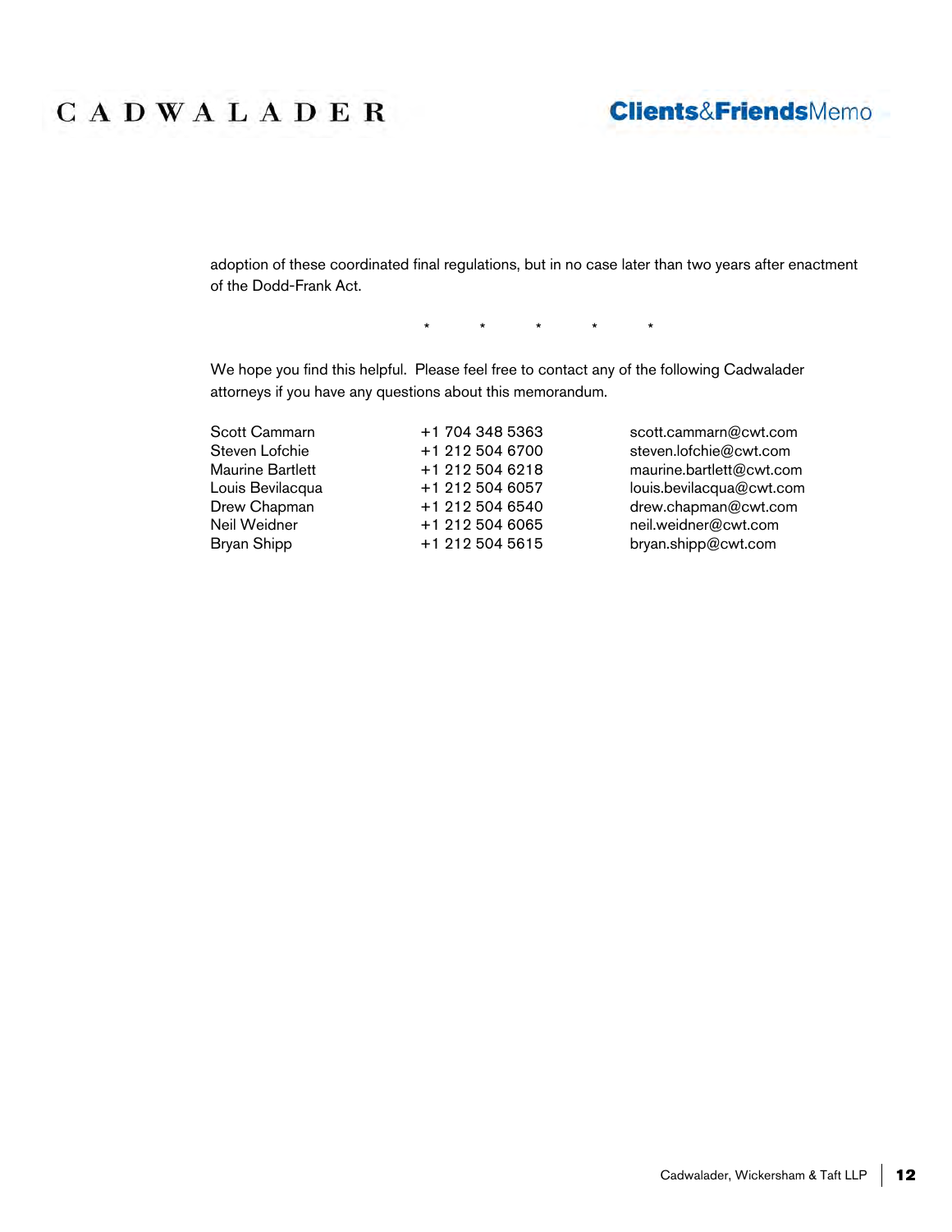adoption of these coordinated final regulations, but in no case later than two years after enactment of the Dodd-Frank Act.

\*          \*          \*          \*          \*

We hope you find this helpful. Please feel free to contact any of the following Cadwalader attorneys if you have any questions about this memorandum.

| | | |
|---|---|---|
| Scott Cammarn | +1 704 348 5363 | scott.cammarn@cwt.com |
| Steven Lofchie | +1 212 504 6700 | steven.lofchie@cwt.com |
| Maurine Bartlett | +1 212 504 6218 | maurine.bartlett@cwt.com |
| Louis Bevilacqua | +1 212 504 6057 | louis.bevilacqua@cwt.com |
| Drew Chapman | +1 212 504 6540 | drew.chapman@cwt.com |
| Neil Weidner | +1 212 504 6065 | neil.weidner@cwt.com |
| Bryan Shipp | +1 212 504 5615 | bryan.shipp@cwt.com |